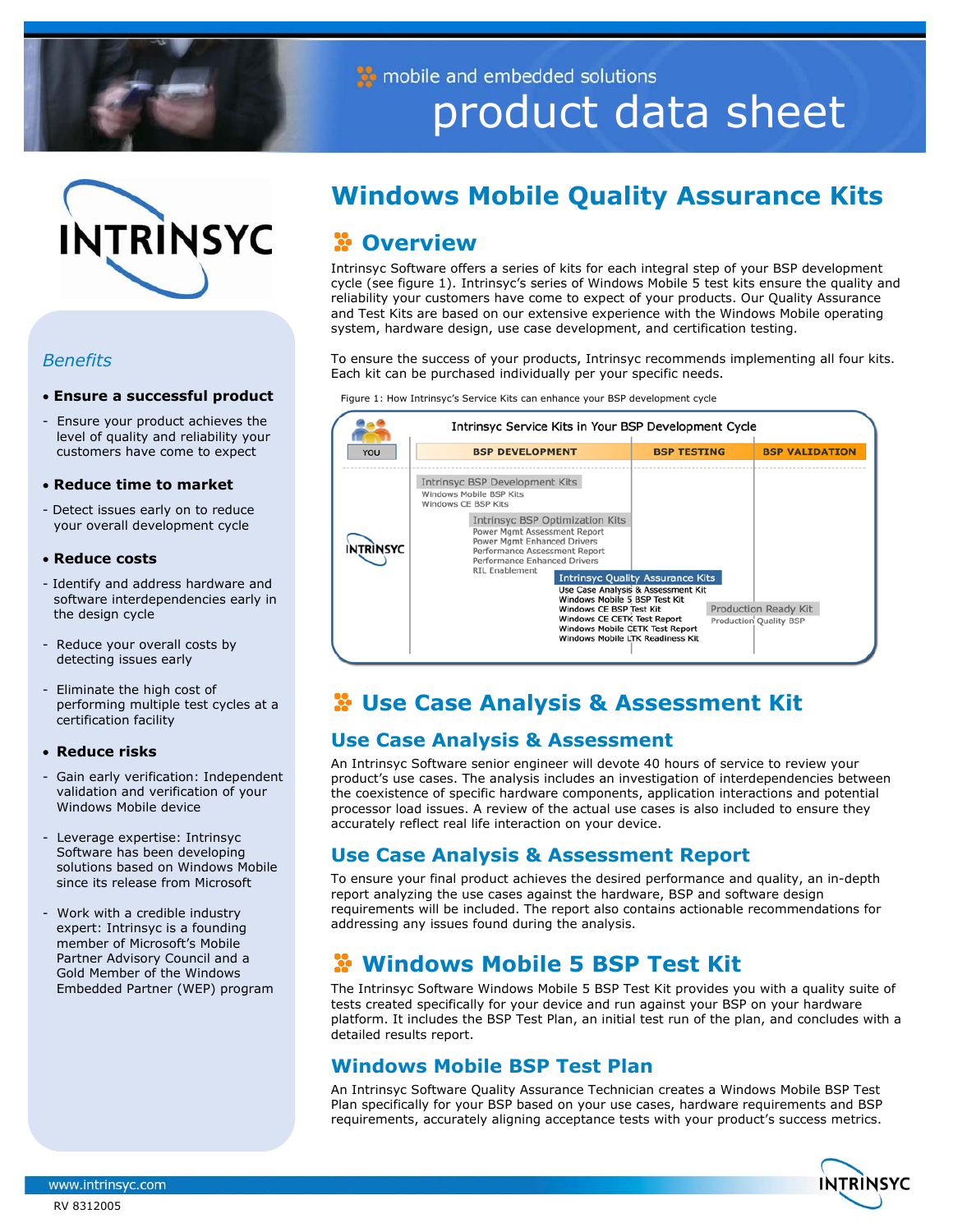mobile and embedded solutions

product data sheet

# Windows Mobile Quality Assurance Kits

## Overview

Intrinsyc Software offers a series of kits for each integral step of your BSP development cycle (see figure 1). Intrinsyc's series of Windows Mobile 5 test kits ensure the quality and reliability your customers have come to expect of your products. Our Quality Assurance and Test Kits are based on our extensive experience with the Windows Mobile operating system, hardware design, use case development, and certification testing.

To ensure the success of your products, Intrinsyc recommends implementing all four kits. Each kit can be purchased individually per your specific needs.

Figure 1: How Intrinsyc's Service Kits can enhance your BSP development cycle

Intrinsyc Service Kits in Your BSP Development Cycle

YOU | BSP DEVELOPMENT | BSP TESTING | BSP VALIDATION

INTRINSYC

- Intrinsyc BSP Development Kits
  - Windows Mobile BSP Kits
  - Windows CE BSP Kits
- Intrinsyc BSP Optimization Kits
  - Power Mgmt Assessment Report
  - Power Mgmt Enhanced Drivers
  - Performance Assessment Report
  - Performance Enhanced Drivers
  - RIL Enablement
- Intrinsyc Quality Assurance Kits
  - Use Case Analysis & Assessment Kit
  - Windows Mobile 5 BSP Test Kit
  - Windows CE BSP Test Kit
  - Windows CE CETK Test Report
  - Windows Mobile CETK Test Report
  - Windows Mobile LTK Readiness Kit
- Production Ready Kit
  - Production Quality BSP

## Use Case Analysis & Assessment Kit

### Use Case Analysis & Assessment

An Intrinsyc Software senior engineer will devote 40 hours of service to review your product's use cases. The analysis includes an investigation of interdependencies between the coexistence of specific hardware components, application interactions and potential processor load issues. A review of the actual use cases is also included to ensure they accurately reflect real life interaction on your device.

### Use Case Analysis & Assessment Report

To ensure your final product achieves the desired performance and quality, an in-depth report analyzing the use cases against the hardware, BSP and software design requirements will be included. The report also contains actionable recommendations for addressing any issues found during the analysis.

## Windows Mobile 5 BSP Test Kit

The Intrinsyc Software Windows Mobile 5 BSP Test Kit provides you with a quality suite of tests created specifically for your device and run against your BSP on your hardware platform. It includes the BSP Test Plan, an initial test run of the plan, and concludes with a detailed results report.

### Windows Mobile BSP Test Plan

An Intrinsyc Software Quality Assurance Technician creates a Windows Mobile BSP Test Plan specifically for your BSP based on your use cases, hardware requirements and BSP requirements, accurately aligning acceptance tests with your product's success metrics.

*Benefits*

- **Ensure a successful product**
  - Ensure your product achieves the level of quality and reliability your customers have come to expect
- **Reduce time to market**
  - Detect issues early on to reduce your overall development cycle
- **Reduce costs**
  - Identify and address hardware and software interdependencies early in the design cycle
  - Reduce your overall costs by detecting issues early
  - Eliminate the high cost of performing multiple test cycles at a certification facility
- **Reduce risks**
  - Gain early verification: Independent validation and verification of your Windows Mobile device
  - Leverage expertise: Intrinsyc Software has been developing solutions based on Windows Mobile since its release from Microsoft
  - Work with a credible industry expert: Intrinsyc is a founding member of Microsoft's Mobile Partner Advisory Council and a Gold Member of the Windows Embedded Partner (WEP) program

www.intrinsyc.com

RV 8312005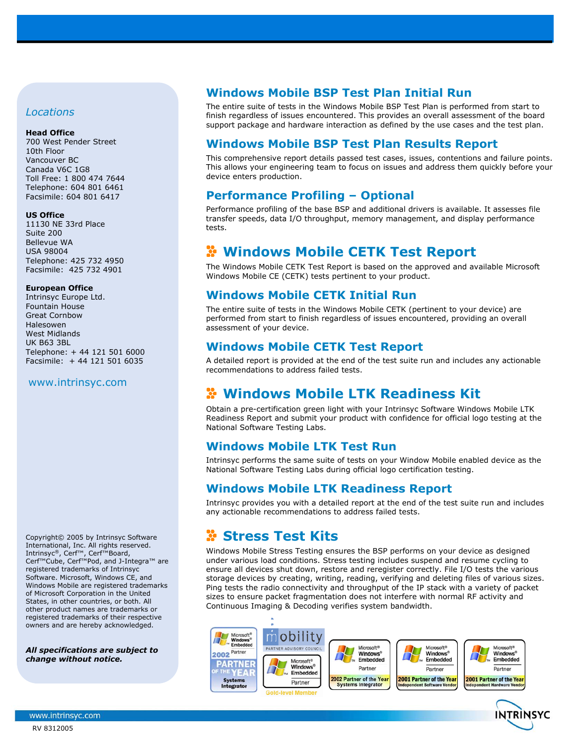## Locations

**Head Office**
700 West Pender Street
10th Floor
Vancouver BC
Canada V6C 1G8
Toll Free: 1 800 474 7644
Telephone: 604 801 6461
Facsimile: 604 801 6417

**US Office**
11130 NE 33rd Place
Suite 200
Bellevue WA
USA 98004
Telephone: 425 732 4950
Facsimile: 425 732 4901

**European Office**
Intrinsyc Europe Ltd.
Fountain House
Great Cornbow
Halesowen
West Midlands
UK B63 3BL
Telephone: + 44 121 501 6000
Facsimile: + 44 121 501 6035

www.intrinsyc.com

Copyright© 2005 by Intrinsyc Software International, Inc. All rights reserved. Intrinsyc®, Cerf™, Cerf™Board, Cerf™Cube, Cerf™Pod, and J-Integra™ are registered trademarks of Intrinsyc Software. Microsoft, Windows CE, and Windows Mobile are registered trademarks of Microsoft Corporation in the United States, in other countries, or both. All other product names are trademarks or registered trademarks of their respective owners and are hereby acknowledged.

***All specifications are subject to change without notice.***

### Windows Mobile BSP Test Plan Initial Run

The entire suite of tests in the Windows Mobile BSP Test Plan is performed from start to finish regardless of issues encountered. This provides an overall assessment of the board support package and hardware interaction as defined by the use cases and the test plan.

### Windows Mobile BSP Test Plan Results Report

This comprehensive report details passed test cases, issues, contentions and failure points. This allows your engineering team to focus on issues and address them quickly before your device enters production.

### Performance Profiling – Optional

Performance profiling of the base BSP and additional drivers is available. It assesses file transfer speeds, data I/O throughput, memory management, and display performance tests.

## Windows Mobile CETK Test Report

The Windows Mobile CETK Test Report is based on the approved and available Microsoft Windows Mobile CE (CETK) tests pertinent to your product.

### Windows Mobile CETK Initial Run

The entire suite of tests in the Windows Mobile CETK (pertinent to your device) are performed from start to finish regardless of issues encountered, providing an overall assessment of your device.

### Windows Mobile CETK Test Report

A detailed report is provided at the end of the test suite run and includes any actionable recommendations to address failed tests.

## Windows Mobile LTK Readiness Kit

Obtain a pre-certification green light with your Intrinsyc Software Windows Mobile LTK Readiness Report and submit your product with confidence for official logo testing at the National Software Testing Labs.

### Windows Mobile LTK Test Run

Intrinsyc performs the same suite of tests on your Window Mobile enabled device as the National Software Testing Labs during official logo certification testing.

### Windows Mobile LTK Readiness Report

Intrinsyc provides you with a detailed report at the end of the test suite run and includes any actionable recommendations to address failed tests.

## Stress Test Kits

Windows Mobile Stress Testing ensures the BSP performs on your device as designed under various load conditions. Stress testing includes suspend and resume cycling to ensure all devices shut down, restore and reregister correctly. File I/O tests the various storage devices by creating, writing, reading, verifying and deleting files of various sizes. Ping tests the radio connectivity and throughput of the IP stack with a variety of packet sizes to ensure packet fragmentation does not interfere with normal RF activity and Continuous Imaging & Decoding verifies system bandwidth.

Microsoft® Windows® Embedded Partner — 2002 Partner of the Year — Systems Integrator

mobility — Partner Advisory Council — Microsoft® Windows® Embedded Partner — Gold-level Member

Microsoft® Windows® Embedded Partner — 2002 Partner of the Year — Systems Integrator

Microsoft® Windows® Embedded Partner — 2001 Partner of the Year — Independent Software Vendor

Microsoft® Windows® Embedded Partner — 2001 Partner of the Year — Independent Hardware Vendor

www.intrinsyc.com

INTRINSYC

RV 8312005